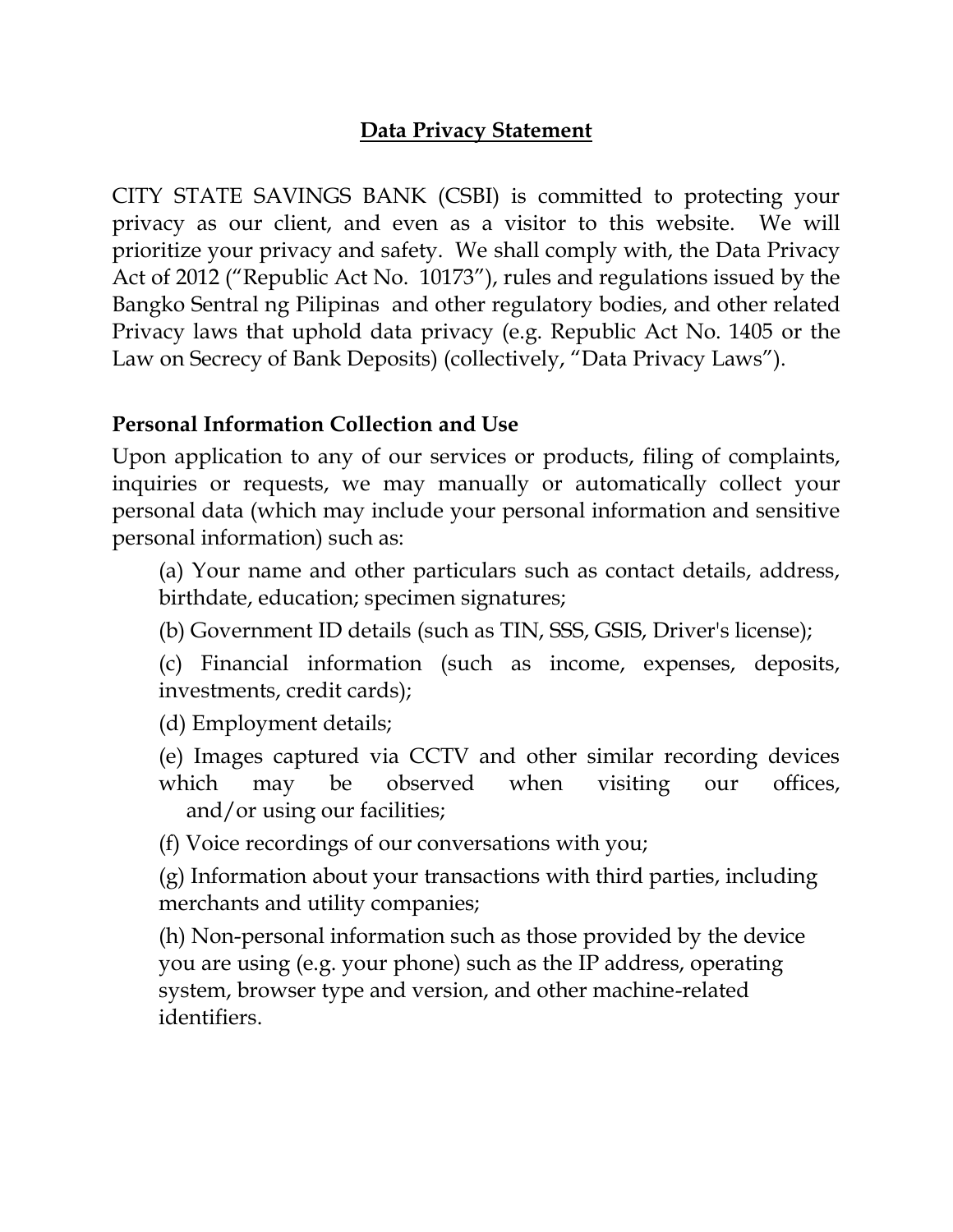# Data Privacy Statement

CITY STATE SAVINGS BANK (CSBI) is committed to protecting your privacy as our client, and even as a visitor to this website. We will prioritize your privacy and safety. We shall comply with, the Data Privacy Act of 2012 ("Republic Act No. 10173"), rules and regulations issued by the Bangko Sentral ng Pilipinas and other regulatory bodies, and other related Privacy laws that uphold data privacy (e.g. Republic Act No. 1405 or the Law on Secrecy of Bank Deposits) (collectively, "Data Privacy Laws").

## Personal Information Collection and Use

Upon application to any of our services or products, filing of complaints, inquiries or requests, we may manually or automatically collect your personal data (which may include your personal information and sensitive personal information) such as:

(a) Your name and other particulars such as contact details, address, birthdate, education; specimen signatures;

(b) Government ID details (such as TIN, SSS, GSIS, Driver's license);

(c) Financial information (such as income, expenses, deposits, investments, credit cards);

(d) Employment details;

(e) Images captured via CCTV and other similar recording devices which may be observed when visiting our offices, and/or using our facilities;

(f) Voice recordings of our conversations with you;

(g) Information about your transactions with third parties, including merchants and utility companies;

(h) Non-personal information such as those provided by the device you are using (e.g. your phone) such as the IP address, operating system, browser type and version, and other machine-related identifiers.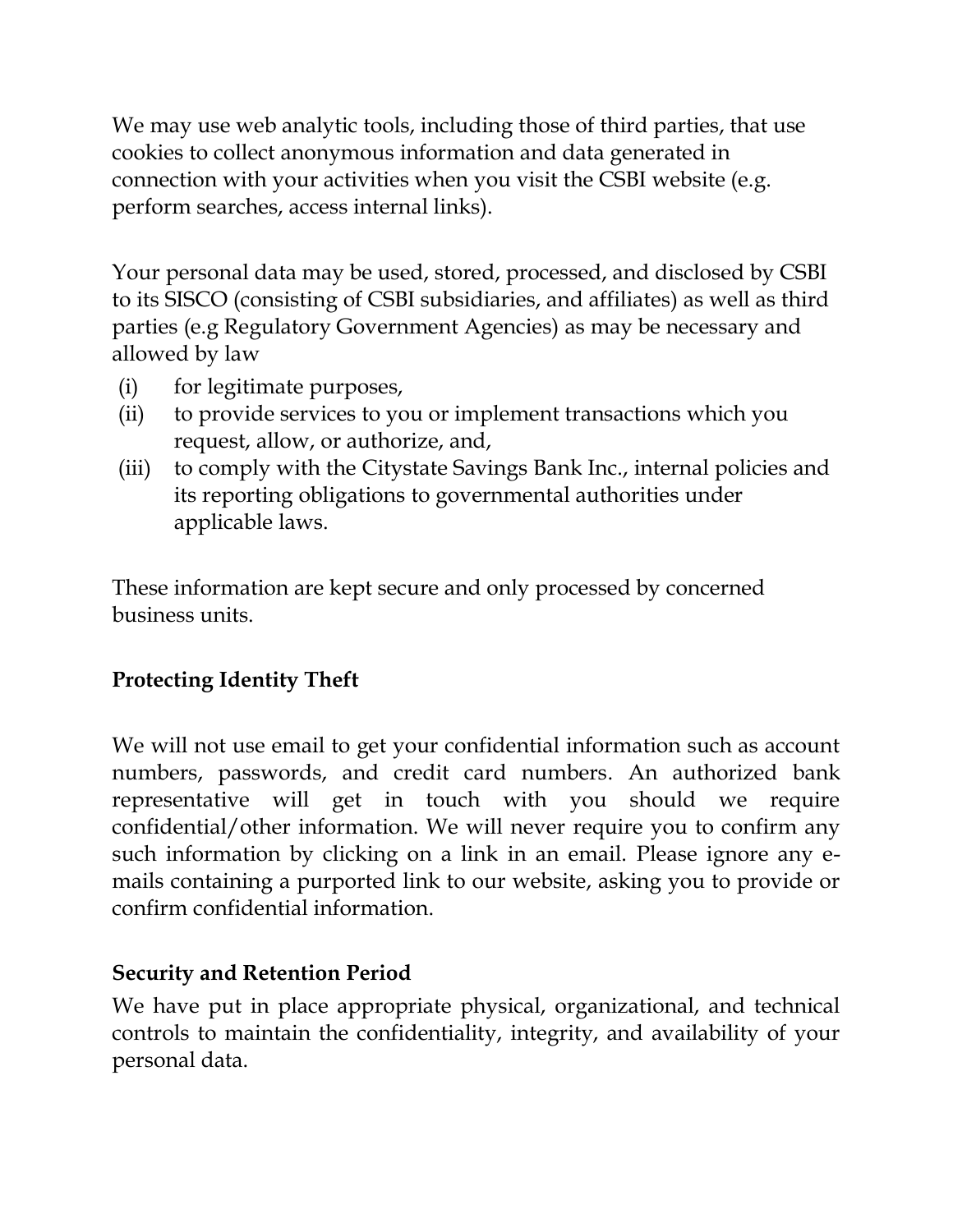We may use web analytic tools, including those of third parties, that use cookies to collect anonymous information and data generated in connection with your activities when you visit the CSBI website (e.g. perform searches, access internal links).

Your personal data may be used, stored, processed, and disclosed by CSBI to its SISCO (consisting of CSBI subsidiaries, and affiliates) as well as third parties (e.g Regulatory Government Agencies) as may be necessary and allowed by law

(i) for legitimate purposes,
(ii) to provide services to you or implement transactions which you request, allow, or authorize, and,
(iii) to comply with the Citystate Savings Bank Inc., internal policies and its reporting obligations to governmental authorities under applicable laws.

These information are kept secure and only processed by concerned business units.

**Protecting Identity Theft**

We will not use email to get your confidential information such as account numbers, passwords, and credit card numbers. An authorized bank representative will get in touch with you should we require confidential/other information. We will never require you to confirm any such information by clicking on a link in an email. Please ignore any e-mails containing a purported link to our website, asking you to provide or confirm confidential information.

**Security and Retention Period**

We have put in place appropriate physical, organizational, and technical controls to maintain the confidentiality, integrity, and availability of your personal data.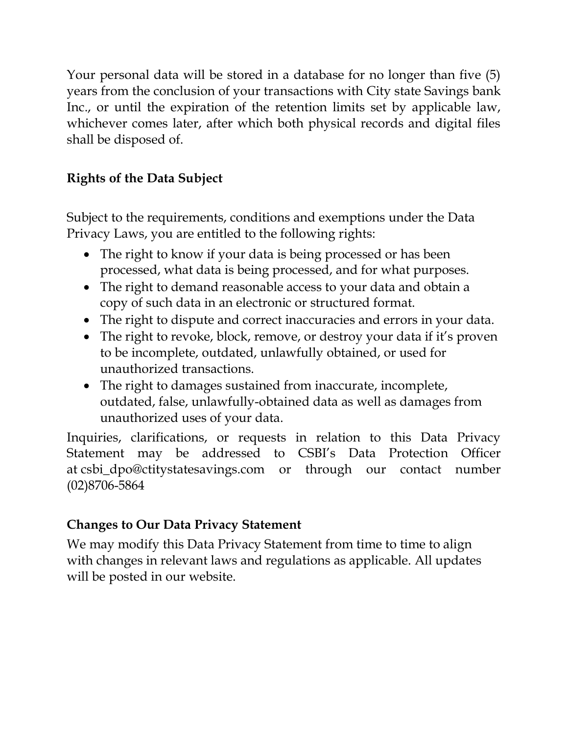Your personal data will be stored in a database for no longer than five (5) years from the conclusion of your transactions with City state Savings bank Inc., or until the expiration of the retention limits set by applicable law, whichever comes later, after which both physical records and digital files shall be disposed of.

## Rights of the Data Subject

Subject to the requirements, conditions and exemptions under the Data Privacy Laws, you are entitled to the following rights:

- The right to know if your data is being processed or has been processed, what data is being processed, and for what purposes.
- The right to demand reasonable access to your data and obtain a copy of such data in an electronic or structured format.
- The right to dispute and correct inaccuracies and errors in your data.
- The right to revoke, block, remove, or destroy your data if it's proven to be incomplete, outdated, unlawfully obtained, or used for unauthorized transactions.
- The right to damages sustained from inaccurate, incomplete, outdated, false, unlawfully-obtained data as well as damages from unauthorized uses of your data.

Inquiries, clarifications, or requests in relation to this Data Privacy Statement may be addressed to CSBI's Data Protection Officer at csbi_dpo@ctitystatesavings.com or through our contact number (02)8706-5864

## Changes to Our Data Privacy Statement

We may modify this Data Privacy Statement from time to time to align with changes in relevant laws and regulations as applicable. All updates will be posted in our website.